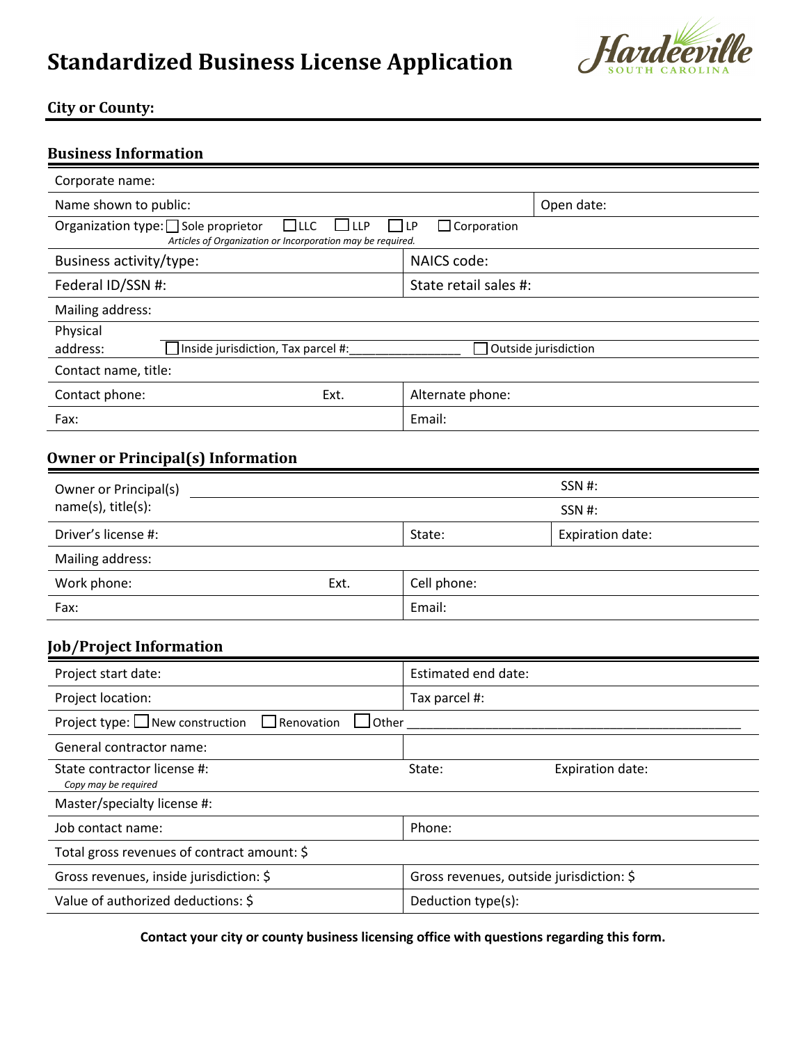# Standardized Business License Application

Hardeeville SOUTH CAROLINA

**City or County:**

## Business Information

| | |
|---|---|
| Corporate name: | |
| Name shown to public: | Open date: |
| Organization type: ☐ Sole proprietor ☐ LLC ☐ LLP ☐ LP ☐ Corporation *Articles of Organization or Incorporation may be required.* | |
| Business activity/type: | NAICS code: |
| Federal ID/SSN #: | State retail sales #: |
| Mailing address: | |
| Physical address: ☐ Inside jurisdiction, Tax parcel #:________________ | ☐ Outside jurisdiction |
| Contact name, title: | |
| Contact phone: Ext. | Alternate phone: |
| Fax: | Email: |

## Owner or Principal(s) Information

| | | |
|---|---|---|
| Owner or Principal(s) name(s), title(s): | | SSN #: |
| | | SSN #: |
| Driver's license #: | State: | Expiration date: |
| Mailing address: | | |
| Work phone: Ext. | Cell phone: | |
| Fax: | Email: | |

## Job/Project Information

| | | |
|---|---|---|
| Project start date: | Estimated end date: | |
| Project location: | Tax parcel #: | |
| Project type: ☐ New construction ☐ Renovation ☐ Other ________________ | | |
| General contractor name: | | |
| State contractor license #: *Copy may be required* | State: | Expiration date: |
| Master/specialty license #: | | |
| Job contact name: | Phone: | |
| Total gross revenues of contract amount: $ | | |
| Gross revenues, inside jurisdiction: $ | Gross revenues, outside jurisdiction: $ | |
| Value of authorized deductions: $ | Deduction type(s): | |

**Contact your city or county business licensing office with questions regarding this form.**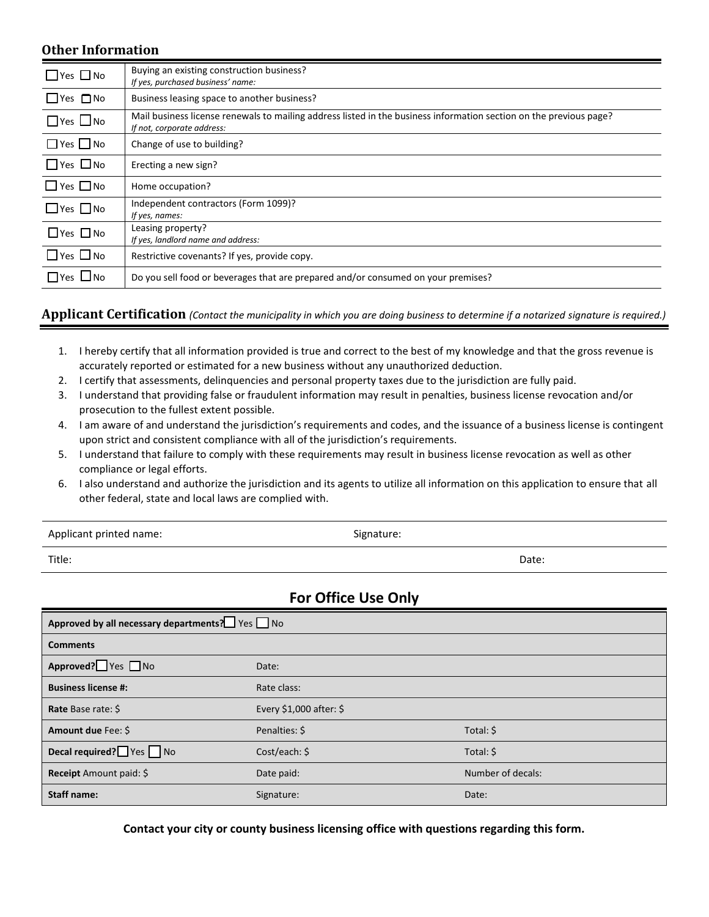## Other Information

| | |
|---|---|
| ☐ Yes ☐ No | Buying an existing construction business?<br>*If yes, purchased business' name:* |
| ☐ Yes ☐ No | Business leasing space to another business? |
| ☐ Yes ☐ No | Mail business license renewals to mailing address listed in the business information section on the previous page?<br>*If not, corporate address:* |
| ☐ Yes ☐ No | Change of use to building? |
| ☐ Yes ☐ No | Erecting a new sign? |
| ☐ Yes ☐ No | Home occupation? |
| ☐ Yes ☐ No | Independent contractors (Form 1099)?<br>*If yes, names:* |
| ☐ Yes ☐ No | Leasing property?<br>*If yes, landlord name and address:* |
| ☐ Yes ☐ No | Restrictive covenants? If yes, provide copy. |
| ☐ Yes ☐ No | Do you sell food or beverages that are prepared and/or consumed on your premises? |

## Applicant Certification *(Contact the municipality in which you are doing business to determine if a notarized signature is required.)*

1. I hereby certify that all information provided is true and correct to the best of my knowledge and that the gross revenue is accurately reported or estimated for a new business without any unauthorized deduction.
2. I certify that assessments, delinquencies and personal property taxes due to the jurisdiction are fully paid.
3. I understand that providing false or fraudulent information may result in penalties, business license revocation and/or prosecution to the fullest extent possible.
4. I am aware of and understand the jurisdiction's requirements and codes, and the issuance of a business license is contingent upon strict and consistent compliance with all of the jurisdiction's requirements.
5. I understand that failure to comply with these requirements may result in business license revocation as well as other compliance or legal efforts.
6. I also understand and authorize the jurisdiction and its agents to utilize all information on this application to ensure that all other federal, state and local laws are complied with.

| | |
|---|---|
| Applicant printed name: | Signature: |
| Title: | Date: |

## For Office Use Only

| | | |
|---|---|---|
| **Approved by all necessary departments?** ☐ Yes ☐ No | | |
| **Comments** | | |
| **Approved?** ☐ Yes ☐ No | Date: | |
| **Business license #:** | Rate class: | |
| **Rate** Base rate: $ | Every $1,000 after: $ | |
| **Amount due** Fee: $ | Penalties: $ | Total: $ |
| **Decal required?** ☐ Yes ☐ No | Cost/each: $ | Total: $ |
| **Receipt** Amount paid: $ | Date paid: | Number of decals: |
| **Staff name:** | Signature: | Date: |

**Contact your city or county business licensing office with questions regarding this form.**